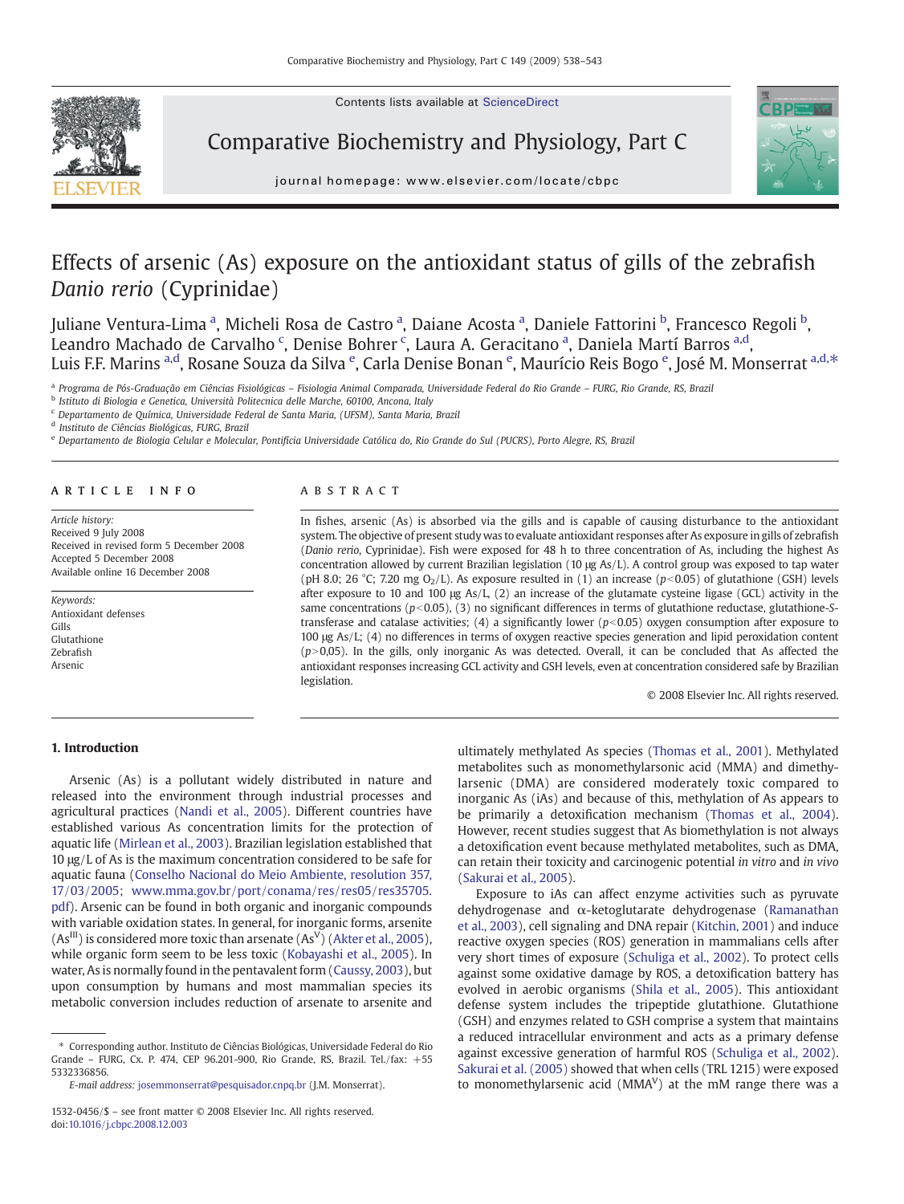# Effects of arsenic (As) exposure on the antioxidant status of gills of the zebrafish *Danio rerio* (Cyprinidae)

Juliane Ventura-Lima [a], Micheli Rosa de Castro [a], Daiane Acosta [a], Daniele Fattorini [b], Francesco Regoli [b], Leandro Machado de Carvalho [c], Denise Bohrer [c], Laura A. Geracitano [a], Daniela Martí Barros [a,d], Luis F.F. Marins [a,d], Rosane Souza da Silva [e], Carla Denise Bonan [e], Maurício Reis Bogo [e], José M. Monserrat [a,d,*]

[a] Programa de Pós-Graduação em Ciências Fisiológicas – Fisiologia Animal Comparada, Universidade Federal do Rio Grande – FURG, Rio Grande, RS, Brazil
[b] Istituto di Biologia e Genetica, Università Politecnica delle Marche, 60100, Ancona, Italy
[c] Departamento de Química, Universidade Federal de Santa Maria, (UFSM), Santa Maria, Brazil
[d] Instituto de Ciências Biológicas, FURG, Brazil
[e] Departamento de Biologia Celular e Molecular, Pontifícia Universidade Católica do, Rio Grande do Sul (PUCRS), Porto Alegre, RS, Brazil

**ARTICLE INFO**

*Article history:*
Received 9 July 2008
Received in revised form 5 December 2008
Accepted 5 December 2008
Available online 16 December 2008

*Keywords:*
Antioxidant defenses
Gills
Glutathione
Zebrafish
Arsenic

**ABSTRACT**

In fishes, arsenic (As) is absorbed via the gills and is capable of causing disturbance to the antioxidant system. The objective of present study was to evaluate antioxidant responses after As exposure in gills of zebrafish (*Danio rerio*, Cyprinidae). Fish were exposed for 48 h to three concentration of As, including the highest As concentration allowed by current Brazilian legislation (10 µg As/L). A control group was exposed to tap water (pH 8.0; 26 °C; 7.20 mg $O_2$/L). As exposure resulted in (1) an increase ($p<0.05$) of glutathione (GSH) levels after exposure to 10 and 100 µg As/L, (2) an increase of the glutamate cysteine ligase (GCL) activity in the same concentrations ($p<0.05$), (3) no significant differences in terms of glutathione reductase, glutathione-*S*-transferase and catalase activities; (4) a significantly lower ($p<0.05$) oxygen consumption after exposure to 100 µg As/L; (4) no differences in terms of oxygen reactive species generation and lipid peroxidation content ($p>0,05$). In the gills, only inorganic As was detected. Overall, it can be concluded that As affected the antioxidant responses increasing GCL activity and GSH levels, even at concentration considered safe by Brazilian legislation.

© 2008 Elsevier Inc. All rights reserved.

## 1. Introduction

Arsenic (As) is a pollutant widely distributed in nature and released into the environment through industrial processes and agricultural practices (Nandi et al., 2005). Different countries have established various As concentration limits for the protection of aquatic life (Mirlean et al., 2003). Brazilian legislation established that 10 µg/L of As is the maximum concentration considered to be safe for aquatic fauna (Conselho Nacional do Meio Ambiente, resolution 357, 17/03/2005; www.mma.gov.br/port/conama/res/res05/res35705.pdf). Arsenic can be found in both organic and inorganic compounds with variable oxidation states. In general, for inorganic forms, arsenite ($As^{III}$) is considered more toxic than arsenate ($As^{V}$) (Akter et al., 2005), while organic form seem to be less toxic (Kobayashi et al., 2005). In water, As is normally found in the pentavalent form (Caussy, 2003), but upon consumption by humans and most mammalian species its metabolic conversion includes reduction of arsenate to arsenite and ultimately methylated As species (Thomas et al., 2001). Methylated metabolites such as monomethylarsonic acid (MMA) and dimethylarsinic (DMA) are considered moderately toxic compared to inorganic As (iAs) and because of this, methylation of As appears to be primarily a detoxification mechanism (Thomas et al., 2004). However, recent studies suggest that As biomethylation is not always a detoxification event because methylated metabolites, such as DMA, can retain their toxicity and carcinogenic potential *in vitro* and *in vivo* (Sakurai et al., 2005).

Exposure to iAs can affect enzyme activities such as pyruvate dehydrogenase and α-ketoglutarate dehydrogenase (Ramanathan et al., 2003), cell signaling and DNA repair (Kitchin, 2001) and induce reactive oxygen species (ROS) generation in mammalians cells after very short times of exposure (Schuliga et al., 2002). To protect cells against some oxidative damage by ROS, a detoxification battery has evolved in aerobic organisms (Shila et al., 2005). This antioxidant defense system includes the tripeptide glutathione. Glutathione (GSH) and enzymes related to GSH comprise a system that maintains a reduced intracellular environment and acts as a primary defense against excessive generation of harmful ROS (Schuliga et al., 2002). Sakurai et al. (2005) showed that when cells (TRL 1215) were exposed to monomethylarsenic acid ($MMA^{V}$) at the mM range there was a

* Corresponding author. Instituto de Ciências Biológicas, Universidade Federal do Rio Grande – FURG, Cx. P. 474, CEP 96.201-900, Rio Grande, RS, Brazil. Tel./fax: +55 5332336856.
E-mail address: josemmonserrat@pesquisador.cnpq.br (J.M. Monserrat).

1532-0456/$ – see front matter © 2008 Elsevier Inc. All rights reserved.
doi:10.1016/j.cbpc.2008.12.003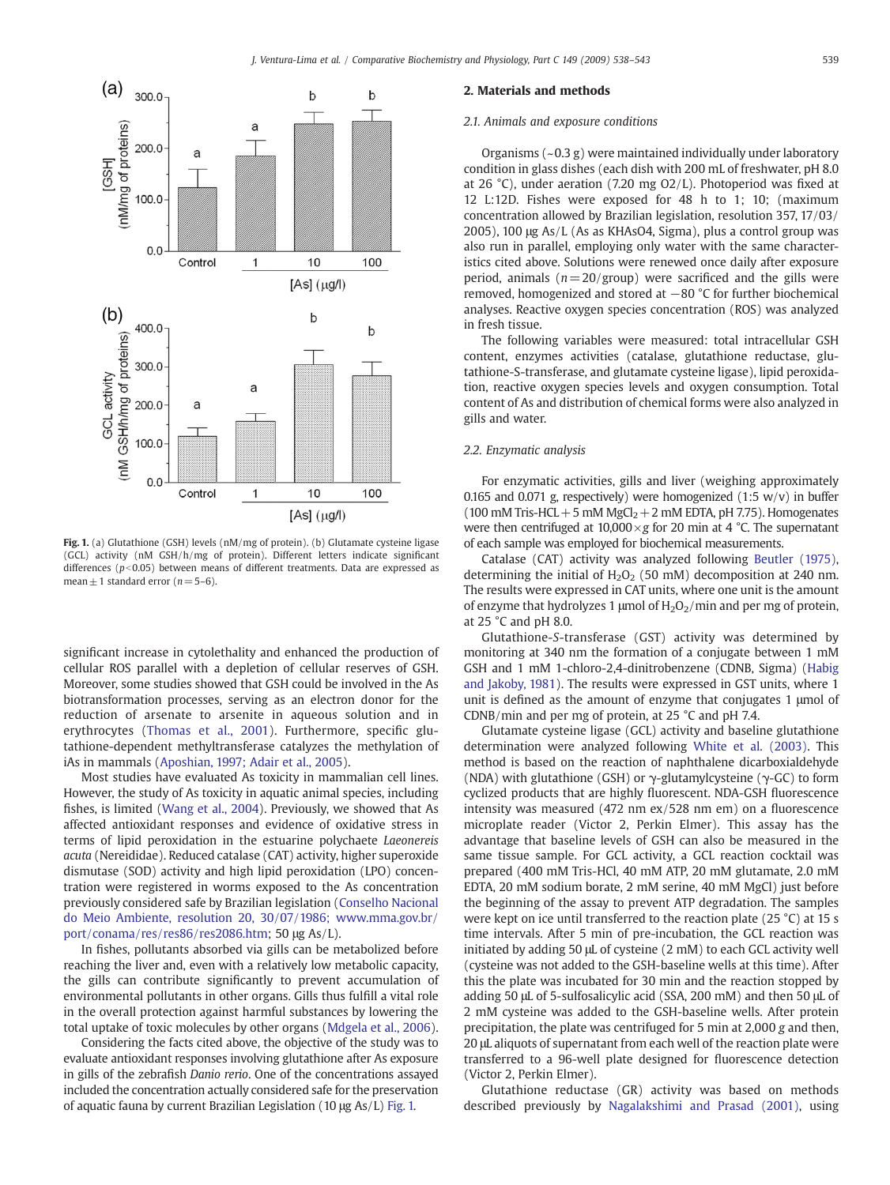Fig. 1. (a) Glutathione (GSH) levels (nM/mg of protein). (b) Glutamate cysteine ligase (GCL) activity (nM GSH/h/mg of protein). Different letters indicate significant differences ($p < 0.05$) between means of different treatments. Data are expressed as mean ± 1 standard error ($n = 5$–6).

significant increase in cytolethality and enhanced the production of cellular ROS parallel with a depletion of cellular reserves of GSH. Moreover, some studies showed that GSH could be involved in the As biotransformation processes, serving as an electron donor for the reduction of arsenate to arsenite in aqueous solution and in erythrocytes (Thomas et al., 2001). Furthermore, specific glutathione-dependent methyltransferase catalyzes the methylation of iAs in mammals (Aposhian, 1997; Adair et al., 2005).

Most studies have evaluated As toxicity in mammalian cell lines. However, the study of As toxicity in aquatic animal species, including fishes, is limited (Wang et al., 2004). Previously, we showed that As affected antioxidant responses and evidence of oxidative stress in terms of lipid peroxidation in the estuarine polychaete *Laeonereis acuta* (Nereididae). Reduced catalase (CAT) activity, higher superoxide dismutase (SOD) activity and high lipid peroxidation (LPO) concentration were registered in worms exposed to the As concentration previously considered safe by Brazilian legislation (Conselho Nacional do Meio Ambiente, resolution 20, 30/07/1986; www.mma.gov.br/port/conama/res/res86/res2086.htm; 50 µg As/L).

In fishes, pollutants absorbed via gills can be metabolized before reaching the liver and, even with a relatively low metabolic capacity, the gills can contribute significantly to prevent accumulation of environmental pollutants in other organs. Gills thus fulfill a vital role in the overall protection against harmful substances by lowering the total uptake of toxic molecules by other organs (Mdgela et al., 2006).

Considering the facts cited above, the objective of the study was to evaluate antioxidant responses involving glutathione after As exposure in gills of the zebrafish *Danio rerio*. One of the concentrations assayed included the concentration actually considered safe for the preservation of aquatic fauna by current Brazilian Legislation (10 µg As/L) Fig. 1.

## 2. Materials and methods

### 2.1. Animals and exposure conditions

Organisms (~0.3 g) were maintained individually under laboratory condition in glass dishes (each dish with 200 mL of freshwater, pH 8.0 at 26 °C), under aeration (7.20 mg $O_2$/L). Photoperiod was fixed at 12 L:12D. Fishes were exposed for 48 h to 1; 10; (maximum concentration allowed by Brazilian legislation, resolution 357, 17/03/2005), 100 µg As/L (As as $KHAsO_4$, Sigma), plus a control group was also run in parallel, employing only water with the same characteristics cited above. Solutions were renewed once daily after exposure period, animals ($n = 20$/group) were sacrificed and the gills were removed, homogenized and stored at −80 °C for further biochemical analyses. Reactive oxygen species concentration (ROS) was analyzed in fresh tissue.

The following variables were measured: total intracellular GSH content, enzymes activities (catalase, glutathione reductase, glutathione-S-transferase, and glutamate cysteine ligase), lipid peroxidation, reactive oxygen species levels and oxygen consumption. Total content of As and distribution of chemical forms were also analyzed in gills and water.

### 2.2. Enzymatic analysis

For enzymatic activities, gills and liver (weighing approximately 0.165 and 0.071 g, respectively) were homogenized (1:5 w/v) in buffer (100 mM Tris-HCL + 5 mM $MgCl_2$ + 2 mM EDTA, pH 7.75). Homogenates were then centrifuged at 10,000 × *g* for 20 min at 4 °C. The supernatant of each sample was employed for biochemical measurements.

Catalase (CAT) activity was analyzed following Beutler (1975), determining the initial of $H_2O_2$ (50 mM) decomposition at 240 nm. The results were expressed in CAT units, where one unit is the amount of enzyme that hydrolyzes 1 µmol of $H_2O_2$/min and per mg of protein, at 25 °C and pH 8.0.

Glutathione-*S*-transferase (GST) activity was determined by monitoring at 340 nm the formation of a conjugate between 1 mM GSH and 1 mM 1-chloro-2,4-dinitrobenzene (CDNB, Sigma) (Habig and Jakoby, 1981). The results were expressed in GST units, where 1 unit is defined as the amount of enzyme that conjugates 1 µmol of CDNB/min and per mg of protein, at 25 °C and pH 7.4.

Glutamate cysteine ligase (GCL) activity and baseline glutathione determination were analyzed following White et al. (2003). This method is based on the reaction of naphthalene dicarboxialdehyde (NDA) with glutathione (GSH) or γ-glutamylcysteine (γ-GC) to form cyclized products that are highly fluorescent. NDA-GSH fluorescence intensity was measured (472 nm ex/528 nm em) on a fluorescence microplate reader (Victor 2, Perkin Elmer). This assay has the advantage that baseline levels of GSH can also be measured in the same tissue sample. For GCL activity, a GCL reaction cocktail was prepared (400 mM Tris-HCl, 40 mM ATP, 20 mM glutamate, 2.0 mM EDTA, 20 mM sodium borate, 2 mM serine, 40 mM MgCl) just before the beginning of the assay to prevent ATP degradation. The samples were kept on ice until transferred to the reaction plate (25 °C) at 15 s time intervals. After 5 min of pre-incubation, the GCL reaction was initiated by adding 50 µL of cysteine (2 mM) to each GCL activity well (cysteine was not added to the GSH-baseline wells at this time). After this the plate was incubated for 30 min and the reaction stopped by adding 50 µL of 5-sulfosalicylic acid (SSA, 200 mM) and then 50 µL of 2 mM cysteine was added to the GSH-baseline wells. After protein precipitation, the plate was centrifuged for 5 min at 2,000 *g* and then, 20 µL aliquots of supernatant from each well of the reaction plate were transferred to a 96-well plate designed for fluorescence detection (Victor 2, Perkin Elmer).

Glutathione reductase (GR) activity was based on methods described previously by Nagalakshimi and Prasad (2001), using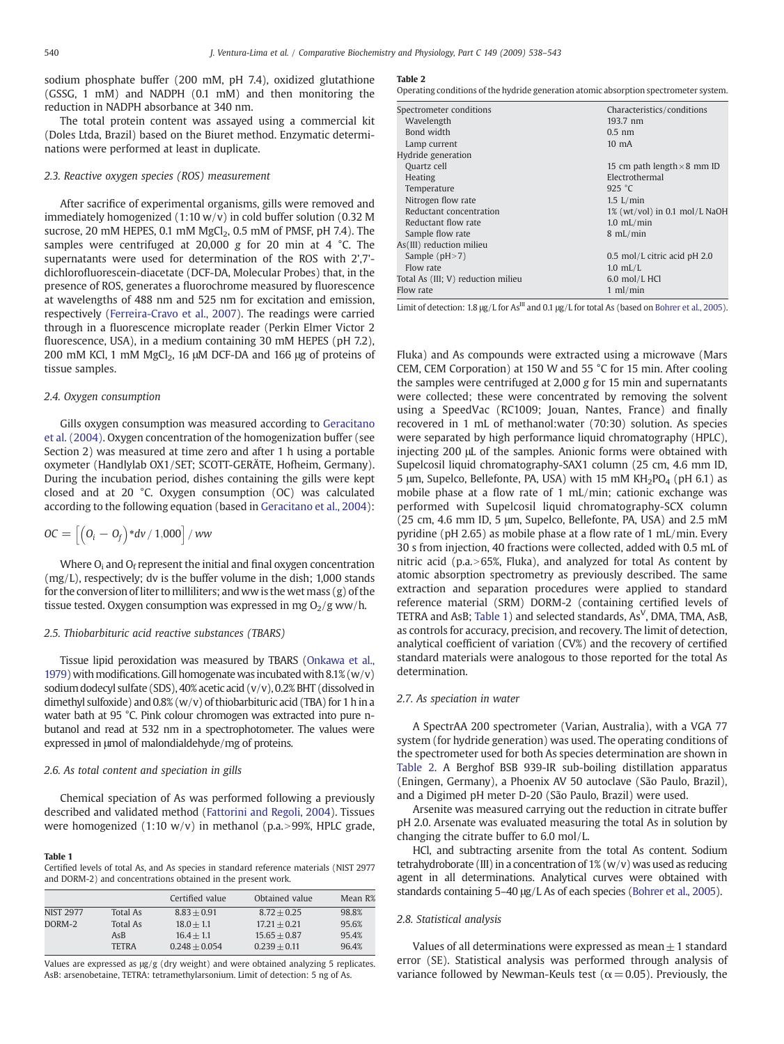sodium phosphate buffer (200 mM, pH 7.4), oxidized glutathione (GSSG, 1 mM) and NADPH (0.1 mM) and then monitoring the reduction in NADPH absorbance at 340 nm.

The total protein content was assayed using a commercial kit (Doles Ltda, Brazil) based on the Biuret method. Enzymatic determinations were performed at least in duplicate.

### 2.3. Reactive oxygen species (ROS) measurement

After sacrifice of experimental organisms, gills were removed and immediately homogenized (1:10 w/v) in cold buffer solution (0.32 M sucrose, 20 mM HEPES, 0.1 mM $MgCl_2$, 0.5 mM of PMSF, pH 7.4). The samples were centrifuged at 20,000 *g* for 20 min at 4 °C. The supernatants were used for determination of the ROS with 2′,7′-dichlorofluorescein-diacetate (DCF-DA, Molecular Probes) that, in the presence of ROS, generates a fluorochrome measured by fluorescence at wavelengths of 488 nm and 525 nm for excitation and emission, respectively (Ferreira-Cravo et al., 2007). The readings were carried through in a fluorescence microplate reader (Perkin Elmer Victor 2 fluorescence, USA), in a medium containing 30 mM HEPES (pH 7.2), 200 mM KCl, 1 mM $MgCl_2$, 16 μM DCF-DA and 166 μg of proteins of tissue samples.

### 2.4. Oxygen consumption

Gills oxygen consumption was measured according to Geracitano et al. (2004). Oxygen concentration of the homogenization buffer (see Section 2) was measured at time zero and after 1 h using a portable oxymeter (Handlylab OX1/SET; SCOTT-GERÄTE, Hofheim, Germany). During the incubation period, dishes containing the gills were kept closed and at 20 °C. Oxygen consumption (OC) was calculated according to the following equation (based in Geracitano et al., 2004):

$$OC = \left[\left(O_i - O_f\right) * dv / 1{,}000\right] / ww$$

Where $O_i$ and $O_f$ represent the initial and final oxygen concentration (mg/L), respectively; dv is the buffer volume in the dish; 1,000 stands for the conversion of liter to milliliters; and ww is the wet mass (g) of the tissue tested. Oxygen consumption was expressed in mg $O_2$/g ww/h.

### 2.5. Thiobarbituric acid reactive substances (TBARS)

Tissue lipid peroxidation was measured by TBARS (Onkawa et al., 1979) with modifications. Gill homogenate was incubated with 8.1% (w/v) sodium dodecyl sulfate (SDS), 40% acetic acid (v/v), 0.2% BHT (dissolved in dimethyl sulfoxide) and 0.8% (w/v) of thiobarbituric acid (TBA) for 1 h in a water bath at 95 °C. Pink colour chromogen was extracted into pure n-butanol and read at 532 nm in a spectrophotometer. The values were expressed in μmol of malondialdehyde/mg of proteins.

### 2.6. As total content and speciation in gills

Chemical speciation of As was performed following a previously described and validated method (Fattorini and Regoli, 2004). Tissues were homogenized (1:10 w/v) in methanol (p.a.>99%, HPLC grade, Fluka) and As compounds were extracted using a microwave (Mars CEM, CEM Corporation) at 150 W and 55 °C for 15 min. After cooling the samples were centrifuged at 2,000 *g* for 15 min and supernatants were collected; these were concentrated by removing the solvent using a SpeedVac (RC1009; Jouan, Nantes, France) and finally recovered in 1 mL of methanol:water (70:30) solution. As species were separated by high performance liquid chromatography (HPLC), injecting 200 μL of the samples. Anionic forms were obtained with Supelcosil liquid chromatography-SAX1 column (25 cm, 4.6 mm ID, 5 μm, Supelco, Bellefonte, PA, USA) with 15 mM $KH_2PO_4$ (pH 6.1) as mobile phase at a flow rate of 1 mL/min; cationic exchange was performed with Supelcosil liquid chromatography-SCX column (25 cm, 4.6 mm ID, 5 μm, Supelco, Bellefonte, PA, USA) and 2.5 mM pyridine (pH 2.65) as mobile phase at a flow rate of 1 mL/min. Every 30 s from injection, 40 fractions were collected, added with 0.5 mL of nitric acid (p.a.>65%, Fluka), and analyzed for total As content by atomic absorption spectrometry as previously described. The same extraction and separation procedures were applied to standard reference material (SRM) DORM-2 (containing certified levels of TETRA and AsB; Table 1) and selected standards, $As^V$, DMA, TMA, AsB, as controls for accuracy, precision, and recovery. The limit of detection, analytical coefficient of variation (CV%) and the recovery of certified standard materials were analogous to those reported for the total As determination.

**Table 1**
Certified levels of total As, and As species in standard reference materials (NIST 2977 and DORM-2) and concentrations obtained in the present work.

| | | Certified value | Obtained value | Mean R% |
|---|---|---|---|---|
| NIST 2977 | Total As | 8.83 ± 0.91 | 8.72 ± 0.25 | 98.8% |
| DORM-2 | Total As | 18.0 ± 1.1 | 17.21 ± 0.21 | 95.6% |
| | AsB | 16.4 ± 1.1 | 15.65 ± 0.87 | 95.4% |
| | TETRA | 0.248 ± 0.054 | 0.239 ± 0.11 | 96.4% |

Values are expressed as μg/g (dry weight) and were obtained analyzing 5 replicates. AsB: arsenobetaine, TETRA: tetramethylarsonium. Limit of detection: 5 ng of As.

**Table 2**
Operating conditions of the hydride generation atomic absorption spectrometer system.

| Spectrometer conditions | Characteristics/conditions |
|---|---|
| Wavelength | 193.7 nm |
| Bond width | 0.5 nm |
| Lamp current | 10 mA |
| Hydride generation | |
| Quartz cell | 15 cm path length × 8 mm ID |
| Heating | Electrothermal |
| Temperature | 925 °C |
| Nitrogen flow rate | 1.5 L/min |
| Reductant concentration | 1% (wt/vol) in 0.1 mol/L NaOH |
| Reductant flow rate | 1.0 mL/min |
| Sample flow rate | 8 mL/min |
| As(III) reduction milieu | |
| Sample (pH>7) | 0.5 mol/L citric acid pH 2.0 |
| Flow rate | 1.0 mL/L |
| Total As (III; V) reduction milieu | 6.0 mol/L HCl |
| Flow rate | 1 ml/min |

Limit of detection: 1.8 μg/L for $As^{III}$ and 0.1 μg/L for total As (based on Bohrer et al., 2005).

### 2.7. As speciation in water

A SpectrAA 200 spectrometer (Varian, Australia), with a VGA 77 system (for hydride generation) was used. The operating conditions of the spectrometer used for both As species determination are shown in Table 2. A Berghof BSB 939-IR sub-boiling distillation apparatus (Eningen, Germany), a Phoenix AV 50 autoclave (São Paulo, Brazil), and a Digimed pH meter D-20 (São Paulo, Brazil) were used.

Arsenite was measured carrying out the reduction in citrate buffer pH 2.0. Arsenate was evaluated measuring the total As in solution by changing the citrate buffer to 6.0 mol/L.

HCl, and subtracting arsenite from the total As content. Sodium tetrahydroborate (III) in a concentration of 1% (w/v) was used as reducing agent in all determinations. Analytical curves were obtained with standards containing 5–40 μg/L As of each species (Bohrer et al., 2005).

### 2.8. Statistical analysis

Values of all determinations were expressed as mean ± 1 standard error (SE). Statistical analysis was performed through analysis of variance followed by Newman-Keuls test ($\alpha = 0.05$). Previously, the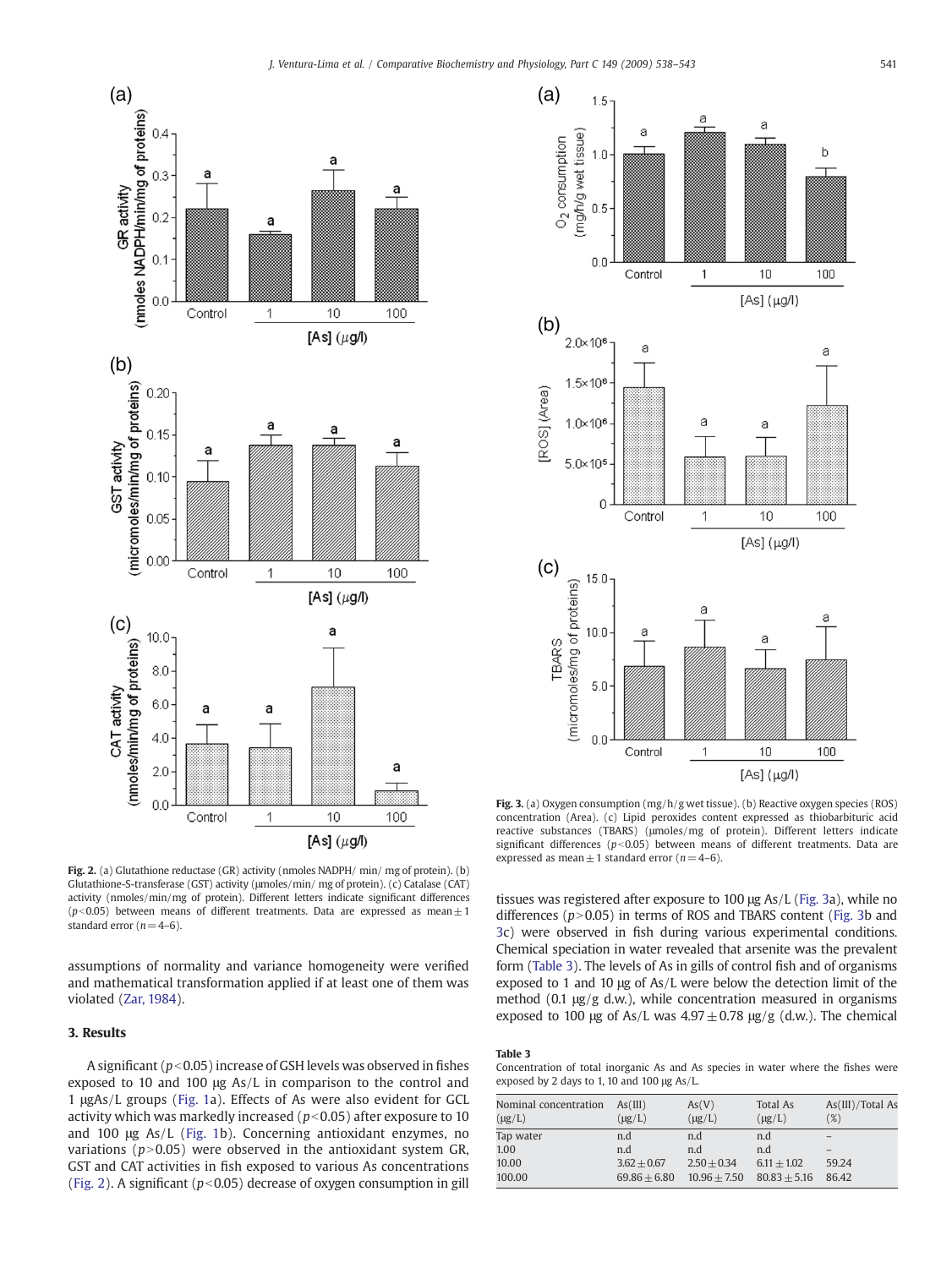Fig. 2. (a) Glutathione reductase (GR) activity (nmoles NADPH/ min/ mg of protein). (b) Glutathione-S-transferase (GST) activity (μmoles/min/ mg of protein). (c) Catalase (CAT) activity (nmoles/min/mg of protein). Different letters indicate significant differences ($p<0.05$) between means of different treatments. Data are expressed as mean ± 1 standard error ($n=4$–6).

assumptions of normality and variance homogeneity were verified and mathematical transformation applied if at least one of them was violated (Zar, 1984).

## 3. Results

A significant ($p<0.05$) increase of GSH levels was observed in fishes exposed to 10 and 100 μg As/L in comparison to the control and 1 μgAs/L groups (Fig. 1a). Effects of As were also evident for GCL activity which was markedly increased ($p<0.05$) after exposure to 10 and 100 μg As/L (Fig. 1b). Concerning antioxidant enzymes, no variations ($p>0.05$) were observed in the antioxidant system GR, GST and CAT activities in fish exposed to various As concentrations (Fig. 2). A significant ($p<0.05$) decrease of oxygen consumption in gill

Fig. 3. (a) Oxygen consumption (mg/h/g wet tissue). (b) Reactive oxygen species (ROS) concentration (Area). (c) Lipid peroxides content expressed as thiobarbituric acid reactive substances (TBARS) (μmoles/mg of protein). Different letters indicate significant differences ($p<0.05$) between means of different treatments. Data are expressed as mean ± 1 standard error ($n=4$–6).

tissues was registered after exposure to 100 μg As/L (Fig. 3a), while no differences ($p>0.05$) in terms of ROS and TBARS content (Fig. 3b and 3c) were observed in fish during various experimental conditions. Chemical speciation in water revealed that arsenite was the prevalent form (Table 3). The levels of As in gills of control fish and of organisms exposed to 1 and 10 μg of As/L were below the detection limit of the method (0.1 μg/g d.w.), while concentration measured in organisms exposed to 100 μg of As/L was 4.97 ± 0.78 μg/g (d.w.). The chemical

**Table 3**
Concentration of total inorganic As and As species in water where the fishes were exposed by 2 days to 1, 10 and 100 μg As/L.

| Nominal concentration (μg/L) | As(III) (μg/L) | As(V) (μg/L) | Total As (μg/L) | As(III)/Total As (%) |
|---|---|---|---|---|
| Tap water | n.d | n.d | n.d | – |
| 1.00 | n.d | n.d | n.d | – |
| 10.00 | 3.62 ± 0.67 | 2.50 ± 0.34 | 6.11 ± 1.02 | 59.24 |
| 100.00 | 69.86 ± 6.80 | 10.96 ± 7.50 | 80.83 ± 5.16 | 86.42 |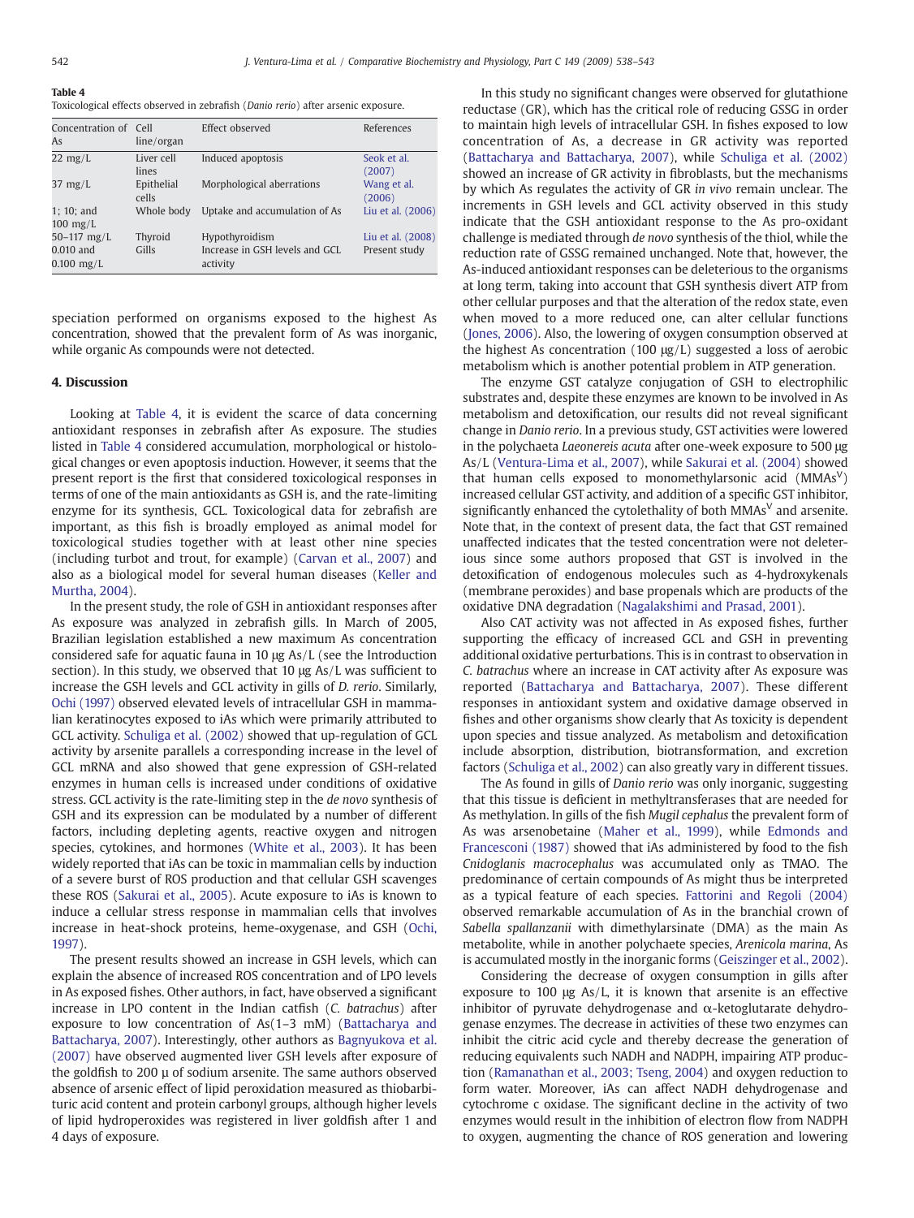**Table 4**
Toxicological effects observed in zebrafish (*Danio rerio*) after arsenic exposure.

| Concentration of As | Cell line/organ | Effect observed | References |
|---|---|---|---|
| 22 mg/L | Liver cell lines | Induced apoptosis | Seok et al. (2007) |
| 37 mg/L | Epithelial cells | Morphological aberrations | Wang et al. (2006) |
| 1; 10; and 100 mg/L | Whole body | Uptake and accumulation of As | Liu et al. (2006) |
| 50–117 mg/L | Thyroid | Hypothyroidism | Liu et al. (2008) |
| 0.010 and 0.100 mg/L | Gills | Increase in GSH levels and GCL activity | Present study |

speciation performed on organisms exposed to the highest As concentration, showed that the prevalent form of As was inorganic, while organic As compounds were not detected.

## 4. Discussion

Looking at Table 4, it is evident the scarce of data concerning antioxidant responses in zebrafish after As exposure. The studies listed in Table 4 considered accumulation, morphological or histological changes or even apoptosis induction. However, it seems that the present report is the first that considered toxicological responses in terms of one of the main antioxidants as GSH is, and the rate-limiting enzyme for its synthesis, GCL. Toxicological data for zebrafish are important, as this fish is broadly employed as animal model for toxicological studies together with at least other nine species (including turbot and trout, for example) (Carvan et al., 2007) and also as a biological model for several human diseases (Keller and Murtha, 2004).

In the present study, the role of GSH in antioxidant responses after As exposure was analyzed in zebrafish gills. In March of 2005, Brazilian legislation established a new maximum As concentration considered safe for aquatic fauna in 10 μg As/L (see the Introduction section). In this study, we observed that 10 μg As/L was sufficient to increase the GSH levels and GCL activity in gills of *D. rerio*. Similarly, Ochi (1997) observed elevated levels of intracellular GSH in mammalian keratinocytes exposed to iAs which were primarily attributed to GCL activity. Schuliga et al. (2002) showed that up-regulation of GCL activity by arsenite parallels a corresponding increase in the level of GCL mRNA and also showed that gene expression of GSH-related enzymes in human cells is increased under conditions of oxidative stress. GCL activity is the rate-limiting step in the *de novo* synthesis of GSH and its expression can be modulated by a number of different factors, including depleting agents, reactive oxygen and nitrogen species, cytokines, and hormones (White et al., 2003). It has been widely reported that iAs can be toxic in mammalian cells by induction of a severe burst of ROS production and that cellular GSH scavenges these ROS (Sakurai et al., 2005). Acute exposure to iAs is known to induce a cellular stress response in mammalian cells that involves increase in heat-shock proteins, heme-oxygenase, and GSH (Ochi, 1997).

The present results showed an increase in GSH levels, which can explain the absence of increased ROS concentration and of LPO levels in As exposed fishes. Other authors, in fact, have observed a significant increase in LPO content in the Indian catfish (*C. batrachus*) after exposure to low concentration of As(1–3 mM) (Battacharya and Battacharya, 2007). Interestingly, other authors as Bagnyukova et al. (2007) have observed augmented liver GSH levels after exposure of the goldfish to 200 μ of sodium arsenite. The same authors observed absence of arsenic effect of lipid peroxidation measured as thiobarbituric acid content and protein carbonyl groups, although higher levels of lipid hydroperoxides was registered in liver goldfish after 1 and 4 days of exposure.

In this study no significant changes were observed for glutathione reductase (GR), which has the critical role of reducing GSSG in order to maintain high levels of intracellular GSH. In fishes exposed to low concentration of As, a decrease in GR activity was reported (Battacharya and Battacharya, 2007), while Schuliga et al. (2002) showed an increase of GR activity in fibroblasts, but the mechanisms by which As regulates the activity of GR *in vivo* remain unclear. The increments in GSH levels and GCL activity observed in this study indicate that the GSH antioxidant response to the As pro-oxidant challenge is mediated through *de novo* synthesis of the thiol, while the reduction rate of GSSG remained unchanged. Note that, however, the As-induced antioxidant responses can be deleterious to the organisms at long term, taking into account that GSH synthesis divert ATP from other cellular purposes and that the alteration of the redox state, even when moved to a more reduced one, can alter cellular functions (Jones, 2006). Also, the lowering of oxygen consumption observed at the highest As concentration (100 μg/L) suggested a loss of aerobic metabolism which is another potential problem in ATP generation.

The enzyme GST catalyze conjugation of GSH to electrophilic substrates and, despite these enzymes are known to be involved in As metabolism and detoxification, our results did not reveal significant change in *Danio rerio*. In a previous study, GST activities were lowered in the polychaeta *Laeonereis acuta* after one-week exposure to 500 μg As/L (Ventura-Lima et al., 2007), while Sakurai et al. (2004) showed that human cells exposed to monomethylarsonic acid ($MMAs^{V}$) increased cellular GST activity, and addition of a specific GST inhibitor, significantly enhanced the cytolethality of both $MMAs^{V}$ and arsenite. Note that, in the context of present data, the fact that GST remained unaffected indicates that the tested concentration were not deleterious since some authors proposed that GST is involved in the detoxification of endogenous molecules such as 4-hydroxykenals (membrane peroxides) and base propenals which are products of the oxidative DNA degradation (Nagalakshimi and Prasad, 2001).

Also CAT activity was not affected in As exposed fishes, further supporting the efficacy of increased GCL and GSH in preventing additional oxidative perturbations. This is in contrast to observation in *C. batrachus* where an increase in CAT activity after As exposure was reported (Battacharya and Battacharya, 2007). These different responses in antioxidant system and oxidative damage observed in fishes and other organisms show clearly that As toxicity is dependent upon species and tissue analyzed. As metabolism and detoxification include absorption, distribution, biotransformation, and excretion factors (Schuliga et al., 2002) can also greatly vary in different tissues.

The As found in gills of *Danio rerio* was only inorganic, suggesting that this tissue is deficient in methyltransferases that are needed for As methylation. In gills of the fish *Mugil cephalus* the prevalent form of As was arsenobetaine (Maher et al., 1999), while Edmonds and Francesconi (1987) showed that iAs administered by food to the fish *Cnidoglanis macrocephalus* was accumulated only as TMAO. The predominance of certain compounds of As might thus be interpreted as a typical feature of each species. Fattorini and Regoli (2004) observed remarkable accumulation of As in the branchial crown of *Sabella spallanzanii* with dimethylarsinate (DMA) as the main As metabolite, while in another polychaete species, *Arenicola marina*, As is accumulated mostly in the inorganic forms (Geiszinger et al., 2002).

Considering the decrease of oxygen consumption in gills after exposure to 100 μg As/L, it is known that arsenite is an effective inhibitor of pyruvate dehydrogenase and α-ketoglutarate dehydrogenase enzymes. The decrease in activities of these two enzymes can inhibit the citric acid cycle and thereby decrease the generation of reducing equivalents such NADH and NADPH, impairing ATP production (Ramanathan et al., 2003; Tseng, 2004) and oxygen reduction to form water. Moreover, iAs can affect NADH dehydrogenase and cytochrome c oxidase. The significant decline in the activity of two enzymes would result in the inhibition of electron flow from NADPH to oxygen, augmenting the chance of ROS generation and lowering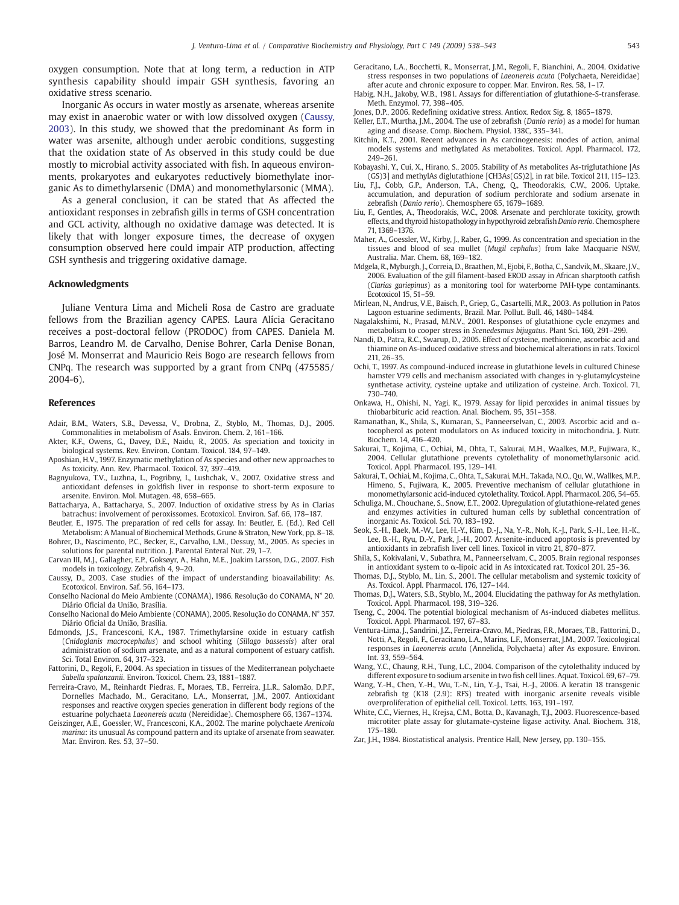oxygen consumption. Note that at long term, a reduction in ATP synthesis capability should impair GSH synthesis, favoring an oxidative stress scenario.

Inorganic As occurs in water mostly as arsenate, whereas arsenite may exist in anaerobic water or with low dissolved oxygen (Caussy, 2003). In this study, we showed that the predominant As form in water was arsenite, although under aerobic conditions, suggesting that the oxidation state of As observed in this study could be due mostly to microbial activity associated with fish. In aqueous environments, prokaryotes and eukaryotes reductively biomethylate inorganic As to dimethylarsenic (DMA) and monomethylarsonic (MMA).

As a general conclusion, it can be stated that As affected the antioxidant responses in zebrafish gills in terms of GSH concentration and GCL activity, although no oxidative damage was detected. It is likely that with longer exposure times, the decrease of oxygen consumption observed here could impair ATP production, affecting GSH synthesis and triggering oxidative damage.

## Acknowledgments

Juliane Ventura Lima and Micheli Rosa de Castro are graduate fellows from the Brazilian agency CAPES. Laura Alícia Geracitano receives a post-doctoral fellow (PRODOC) from CAPES. Daniela M. Barros, Leandro M. de Carvalho, Denise Bohrer, Carla Denise Bonan, José M. Monserrat and Mauricio Reis Bogo are research fellows from CNPq. The research was supported by a grant from CNPq (475585/2004-6).

## References

Adair, B.M., Waters, S.B., Devessa, V., Drobna, Z., Styblo, M., Thomas, D.J., 2005. Commonalities in metabolism of Asals. Environ. Chem. 2, 161–166.

Akter, K.F., Owens, G., Davey, D.E., Naidu, R., 2005. As speciation and toxicity in biological systems. Rev. Environ. Contam. Toxicol. 184, 97–149.

Aposhian, H.V., 1997. Enzymatic methylation of As species and other new approaches to As toxicity. Ann. Rev. Pharmacol. Toxicol. 37, 397–419.

Bagnyukova, T.V., Luzhna, L., Pogribny, I., Lushchak, V., 2007. Oxidative stress and antioxidant defenses in goldfish liver in response to short-term exposure to arsenite. Environ. Mol. Mutagen. 48, 658–665.

Battacharya, A., Battacharya, S., 2007. Induction of oxidative stress by As in Clarias batrachus: involvement of peroxissomes. Ecotoxicol. Environ. Saf. 66, 178–187.

Beutler, E., 1975. The preparation of red cells for assay. In: Beutler, E. (Ed.), Red Cell Metabolism: A Manual of Biochemical Methods. Grune & Straton, New York, pp. 8–18.

Bohrer, D., Nascimento, P.C., Becker, E., Carvalho, L.M., Dessuy, M., 2005. As species in solutions for parental nutrition. J. Parental Enteral Nut. 29, 1–7.

Carvan III, M.J., Gallagher, E.P., Goksøyr, A., Hahn, M.E., Joakim Larsson, D.G., 2007. Fish models in toxicology. Zebrafish 4, 9–20.

Caussy, D., 2003. Case studies of the impact of understanding bioavailability: As. Ecotoxicol. Environ. Saf. 56, 164–173.

Conselho Nacional do Meio Ambiente (CONAMA), 1986. Resolução do CONAMA, N° 20. Diário Oficial da União, Brasília.

Conselho Nacional do Meio Ambiente (CONAMA), 2005. Resolução do CONAMA, N° 357. Diário Oficial da União, Brasília.

Edmonds, J.S., Francesconi, K.A., 1987. Trimethylarsine oxide in estuary catfish (*Cnidoglanis macrocephalus*) and school whiting (*Sillago bassessis*) after oral administration of sodium arsenate, and as a natural component of estuary catfish. Sci. Total Environ. 64, 317–323.

Fattorini, D., Regoli, F., 2004. As speciation in tissues of the Mediterranean polychaete *Sabella spalanzanii*. Environ. Toxicol. Chem. 23, 1881–1887.

Ferreira-Cravo, M., Reinhardt Piedras, F., Moraes, T.B., Ferreira, J.L.R., Salomão, D.P.F., Dornelles Machado, M., Geracitano, L.A., Monserrat, J.M., 2007. Antioxidant responses and reactive oxygen species generation in different body regions of the estuarine polychaeta *Laeonereis acuta* (Nereididae). Chemosphere 66, 1367–1374.

Geiszinger, A.E., Goessler, W., Francesconi, K.A., 2002. The marine polychaete *Arenicola marina*: its unusual As compound pattern and its uptake of arsenate from seawater. Mar. Environ. Res. 53, 37–50.

Geracitano, L.A., Bocchetti, R., Monserrat, J.M., Regoli, F., Bianchini, A., 2004. Oxidative stress responses in two populations of *Laeonereis acuta* (Polychaeta, Nereididae) after acute and chronic exposure to copper. Mar. Environ. Res. 58, 1–17.

Habig, N.H., Jakoby, W.B., 1981. Assays for differentiation of glutathione-S-transferase. Meth. Enzymol. 77, 398–405.

Jones, D.P., 2006. Redefining oxidative stress. Antiox. Redox Sig. 8, 1865–1879.

Keller, E.T., Murtha, J.M., 2004. The use of zebrafish (*Danio rerio*) as a model for human aging and disease. Comp. Biochem. Physiol. 138C, 335–341.

Kitchin, K.T., 2001. Recent advances in As carcinogenesis: modes of action, animal models systems and methylated As metabolites. Toxicol. Appl. Pharmacol. 172, 249–261.

Kobayashi, Y., Cui, X., Hirano, S., 2005. Stability of As metabolites As-triglutathione [As(GS)3] and methylAs diglutathione [CH3As(GS)2], in rat bile. Toxicol 211, 115–123.

Liu, F.J., Cobb, G.P., Anderson, T.A., Cheng, Q., Theodorakis, C.W., 2006. Uptake, accumulation, and depuration of sodium perchlorate and sodium arsenate in zebrafish (*Danio rerio*). Chemosphere 65, 1679–1689.

Liu, F., Gentles, A., Theodorakis, W.C., 2008. Arsenate and perchlorate toxicity, growth effects, and thyroid histopathology in hypothyroid zebrafish *Danio rerio*. Chemosphere 71, 1369–1376.

Maher, A., Goessler, W., Kirby, J., Raber, G., 1999. As concentration and speciation in the tissues and blood of sea mullet (*Mugil cephalus*) from lake Macquarie NSW, Australia. Mar. Chem. 68, 169–182.

Mdgela, R., Myburgh, J., Correia, D., Braathen, M., Ejobi, F., Botha, C., Sandvik, M., Skaare, J.V., 2006. Evaluation of the gill filament-based EROD assay in African sharptooth catfish (*Clarias gariepinus*) as a monitoring tool for waterborne PAH-type contaminants. Ecotoxicol 15, 51–59.

Mirlean, N., Andrus, V.E., Baisch, P., Griep, G., Casartelli, M.R., 2003. As pollution in Patos Lagoon estuarine sediments, Brazil. Mar. Pollut. Bull. 46, 1480–1484.

Nagalakshimi, N., Prasad, M.N.V., 2001. Responses of glutathione cycle enzymes and metabolism to cooper stress in *Scenedesmus bijugatus*. Plant Sci. 160, 291–299.

Nandi, D., Patra, R.C., Swarup, D., 2005. Effect of cysteine, methionine, ascorbic acid and thiamine on As-induced oxidative stress and biochemical alterations in rats. Toxicol 211, 26–35.

Ochi, T., 1997. As compound-induced increase in glutathione levels in cultured Chinese hamster V79 cells and mechanism associated with changes in γ-glutamylcysteine synthetase activity, cysteine uptake and utilization of cysteine. Arch. Toxicol. 71, 730–740.

Onkawa, H., Ohishi, N., Yagi, K., 1979. Assay for lipid peroxides in animal tissues by thiobarbituric acid reaction. Anal. Biochem. 95, 351–358.

Ramanathan, K., Shila, S., Kumaran, S., Panneerselvan, C., 2003. Ascorbic acid and α-tocopherol as potent modulators on As induced toxicity in mitochondria. J. Nutr. Biochem. 14, 416–420.

Sakurai, T., Kojima, C., Ochiai, M., Ohta, T., Sakurai, M.H., Waalkes, M.P., Fujiwara, K., 2004. Cellular glutathione prevents cytolethality of monomethylarsonic acid. Toxicol. Appl. Pharmacol. 195, 129–141.

Sakurai, T., Ochiai, M., Kojima, C., Ohta, T., Sakurai, M.H., Takada, N.O., Qu, W., Wallkes, M.P., Himeno, S., Fujiwara, K., 2005. Preventive mechanism of cellular glutathione in monomethylarsonic acid-induced cytolethality. Toxicol. Appl. Pharmacol. 206, 54–65.

Schuliga, M., Chouchane, S., Snow, E.T., 2002. Upregulation of glutathione-related genes and enzymes activities in cultured human cells by sublethal concentration of inorganic As. Toxicol. Sci. 70, 183–192.

Seok, S.-H., Baek, M.-W., Lee, H.-Y., Kim, D.-J., Na, Y.-R., Noh, K.-J., Park, S.-H., Lee, H.-K., Lee, B.-H., Ryu, D.-Y., Park, J.-H., 2007. Arsenite-induced apoptosis is prevented by antioxidants in zebrafish liver cell lines. Toxicol in vitro 21, 870–877.

Shila, S., Kokivalani, V., Subathra, M., Panneerselvam, C., 2005. Brain regional responses in antioxidant system to α-lipoic acid in As intoxicated rat. Toxicol 201, 25–36.

Thomas, D.J., Styblo, M., Lin, S., 2001. The cellular metabolism and systemic toxicity of As. Toxicol. Appl. Pharmacol. 176, 127–144.

Thomas, D.J., Waters, S.B., Styblo, M., 2004. Elucidating the pathway for As methylation. Toxicol. Appl. Pharmacol. 198, 319–326.

Tseng, C., 2004. The potential biological mechanism of As-induced diabetes mellitus. Toxicol. Appl. Pharmacol. 197, 67–83.

Ventura-Lima, J., Sandrini, J.Z., Ferreira-Cravo, M., Piedras, F.R., Moraes, T.B., Fattorini, D., Notti, A., Regoli, F., Geracitano, L.A., Marins, L.F., Monserrat, J.M., 2007. Toxicological responses in *Laeonereis acuta* (Annelida, Polychaeta) after As exposure. Environ. Int. 33, 559–564.

Wang, Y.C., Chaung, R.H., Tung, L.C., 2004. Comparison of the cytolethality induced by different exposure to sodium arsenite in two fish cell lines. Aquat. Toxicol. 69, 67–79.

Wang, Y.-H., Chen, Y.-H., Wu, T.-N., Lin, Y.-J., Tsai, H.-J., 2006. A keratin 18 transgenic zebrafish tg (K18 (2.9): RFS) treated with inorganic arsenite reveals visible overproliferation of epithelial cell. Toxicol. Letts. 163, 191–197.

White, C.C., Viernes, H., Krejsa, C.M., Botta, D., Kavanagh, T.J., 2003. Fluorescence-based microtiter plate assay for glutamate-cysteine ligase activity. Anal. Biochem. 318, 175–180.

Zar, J.H., 1984. Biostatistical analysis. Prentice Hall, New Jersey, pp. 130–155.